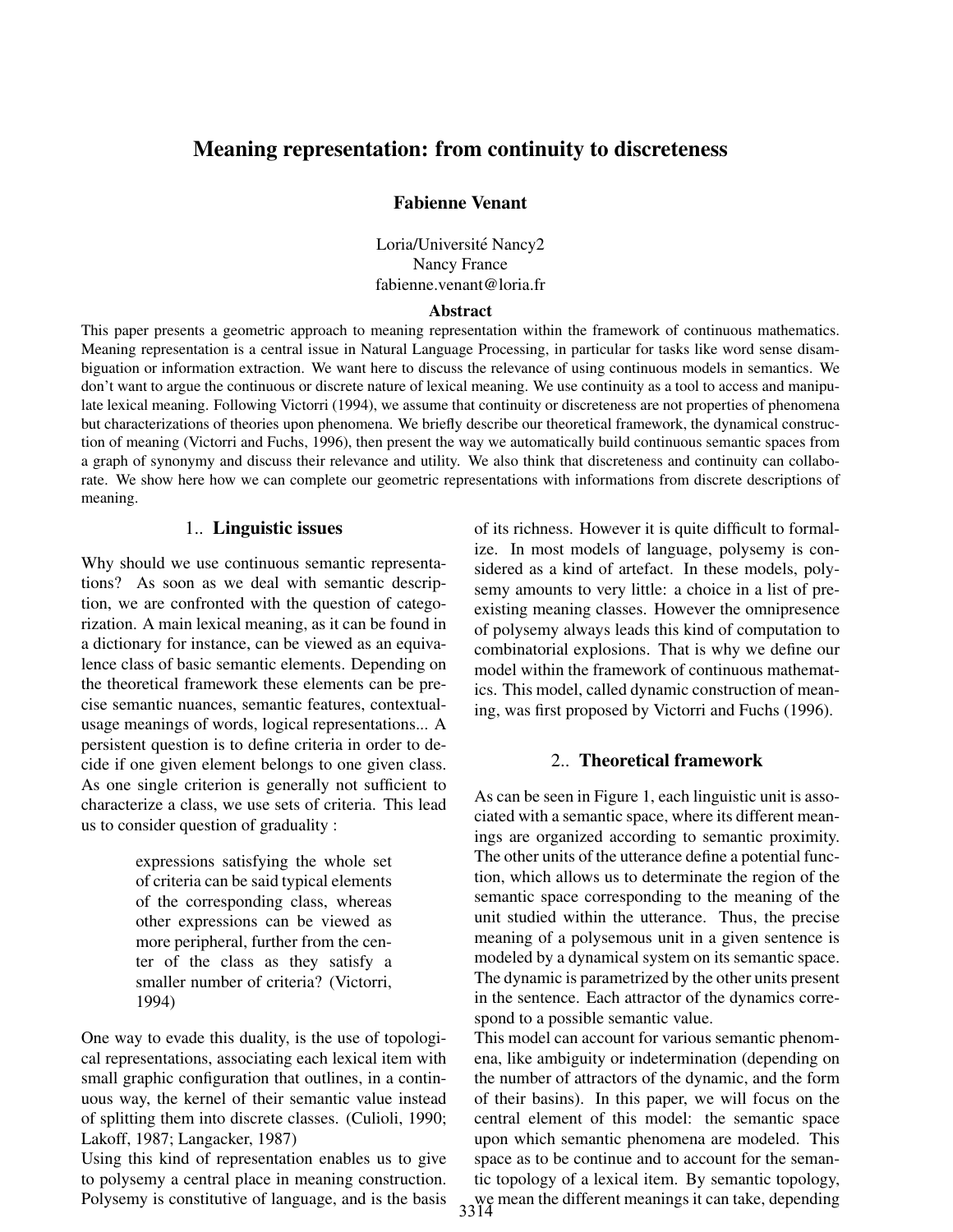# Meaning representation: from continuity to discreteness

**Fabienne Venant**

Loria/Université Nancy2
Nancy France
fabienne.venant@loria.fr

## Abstract

This paper presents a geometric approach to meaning representation within the framework of continuous mathematics. Meaning representation is a central issue in Natural Language Processing, in particular for tasks like word sense disambiguation or information extraction. We want here to discuss the relevance of using continuous models in semantics. We don't want to argue the continuous or discrete nature of lexical meaning. We use continuity as a tool to access and manipulate lexical meaning. Following Victorri (1994), we assume that continuity or discreteness are not properties of phenomena but characterizations of theories upon phenomena. We briefly describe our theoretical framework, the dynamical construction of meaning (Victorri and Fuchs, 1996), then present the way we automatically build continuous semantic spaces from a graph of synonymy and discuss their relevance and utility. We also think that discreteness and continuity can collaborate. We show here how we can complete our geometric representations with informations from discrete descriptions of meaning.

## 1.. Linguistic issues

Why should we use continuous semantic representations? As soon as we deal with semantic description, we are confronted with the question of categorization. A main lexical meaning, as it can be found in a dictionary for instance, can be viewed as an equivalence class of basic semantic elements. Depending on the theoretical framework these elements can be precise semantic nuances, semantic features, contextual-usage meanings of words, logical representations... A persistent question is to define criteria in order to decide if one given element belongs to one given class. As one single criterion is generally not sufficient to characterize a class, we use sets of criteria. This lead us to consider question of graduality :

> expressions satisfying the whole set of criteria can be said typical elements of the corresponding class, whereas other expressions can be viewed as more peripheral, further from the center of the class as they satisfy a smaller number of criteria? (Victorri, 1994)

One way to evade this duality, is the use of topological representations, associating each lexical item with small graphic configuration that outlines, in a continuous way, the kernel of their semantic value instead of splitting them into discrete classes. (Culioli, 1990; Lakoff, 1987; Langacker, 1987)

Using this kind of representation enables us to give to polysemy a central place in meaning construction. Polysemy is constitutive of language, and is the basis of its richness. However it is quite difficult to formalize. In most models of language, polysemy is considered as a kind of artefact. In these models, polysemy amounts to very little: a choice in a list of preexisting meaning classes. However the omnipresence of polysemy always leads this kind of computation to combinatorial explosions. That is why we define our model within the framework of continuous mathematics. This model, called dynamic construction of meaning, was first proposed by Victorri and Fuchs (1996).

## 2.. Theoretical framework

As can be seen in Figure 1, each linguistic unit is associated with a semantic space, where its different meanings are organized according to semantic proximity. The other units of the utterance define a potential function, which allows us to determinate the region of the semantic space corresponding to the meaning of the unit studied within the utterance. Thus, the precise meaning of a polysemous unit in a given sentence is modeled by a dynamical system on its semantic space. The dynamic is parametrized by the other units present in the sentence. Each attractor of the dynamics correspond to a possible semantic value.

This model can account for various semantic phenomena, like ambiguity or indetermination (depending on the number of attractors of the dynamic, and the form of their basins). In this paper, we will focus on the central element of this model: the semantic space upon which semantic phenomena are modeled. This space as to be continue and to account for the semantic topology of a lexical item. By semantic topology, we mean the different meanings it can take, depending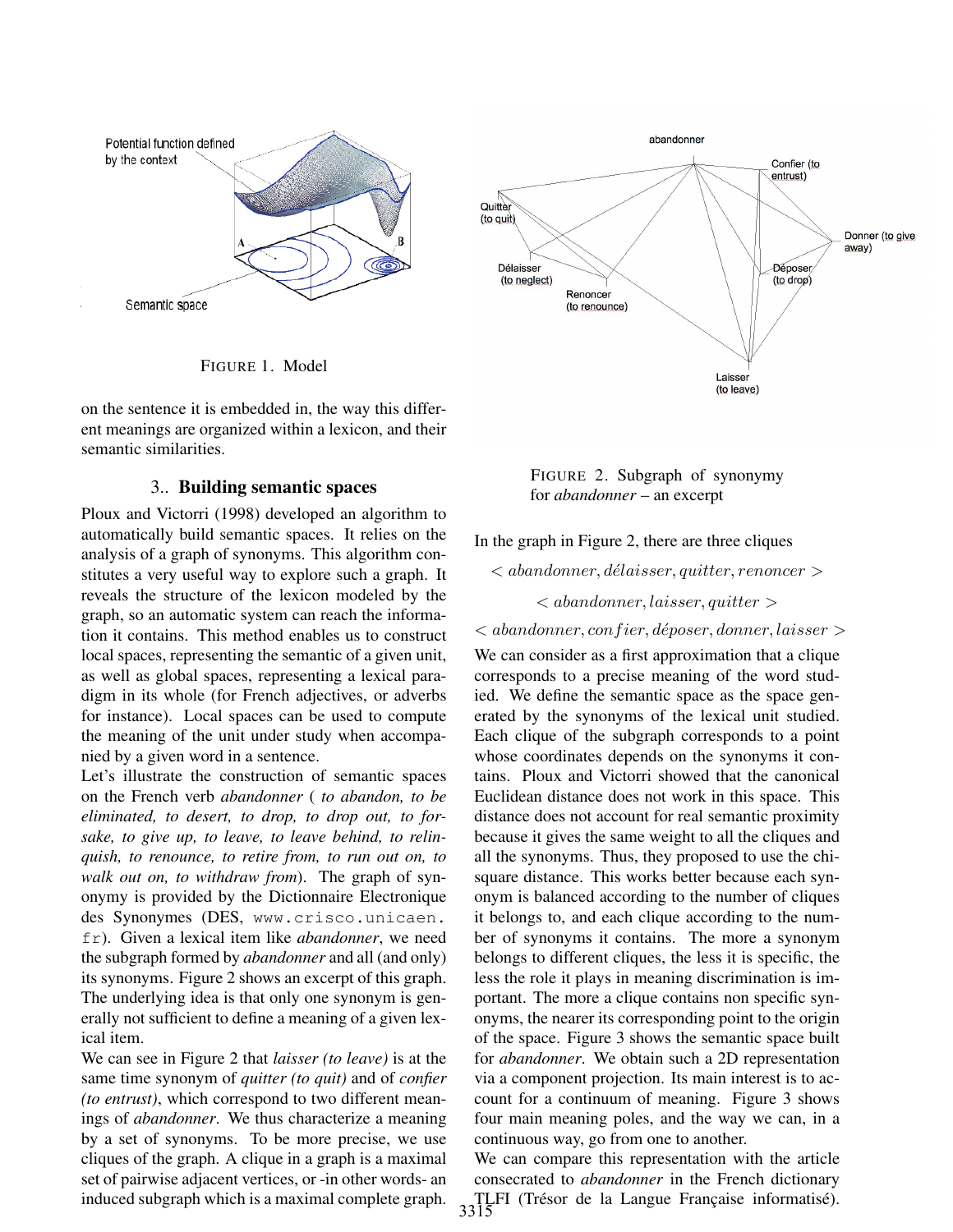FIGURE 1. Model

on the sentence it is embedded in, the way this different meanings are organized within a lexicon, and their semantic similarities.

## 3.. Building semantic spaces

Ploux and Victorri (1998) developed an algorithm to automatically build semantic spaces. It relies on the analysis of a graph of synonyms. This algorithm constitutes a very useful way to explore such a graph. It reveals the structure of the lexicon modeled by the graph, so an automatic system can reach the information it contains. This method enables us to construct local spaces, representing the semantic of a given unit, as well as global spaces, representing a lexical paradigm in its whole (for French adjectives, or adverbs for instance). Local spaces can be used to compute the meaning of the unit under study when accompanied by a given word in a sentence.

Let's illustrate the construction of semantic spaces on the French verb *abandonner* ( *to abandon, to be eliminated, to desert, to drop, to drop out, to forsake, to give up, to leave, to leave behind, to relinquish, to renounce, to retire from, to run out on, to walk out on, to withdraw from*). The graph of synonymy is provided by the Dictionnaire Electronique des Synonymes (DES, www.crisco.unicaen.fr). Given a lexical item like *abandonner*, we need the subgraph formed by *abandonner* and all (and only) its synonyms. Figure 2 shows an excerpt of this graph. The underlying idea is that only one synonym is generally not sufficient to define a meaning of a given lexical item.

We can see in Figure 2 that *laisser (to leave)* is at the same time synonym of *quitter (to quit)* and of *confier (to entrust)*, which correspond to two different meanings of *abandonner*. We thus characterize a meaning by a set of synonyms. To be more precise, we use cliques of the graph. A clique in a graph is a maximal set of pairwise adjacent vertices, or -in other words- an induced subgraph which is a maximal complete graph.

FIGURE 2. Subgraph of synonymy for *abandonner* – an excerpt

In the graph in Figure 2, there are three cliques

$$< abandonner, délaisser, quitter, renoncer >$$

$$< abandonner, laisser, quitter >$$

$$< abandonner, confier, déposer, donner, laisser >$$

We can consider as a first approximation that a clique corresponds to a precise meaning of the word studied. We define the semantic space as the space generated by the synonyms of the lexical unit studied. Each clique of the subgraph corresponds to a point whose coordinates depends on the synonyms it contains. Ploux and Victorri showed that the canonical Euclidean distance does not work in this space. This distance does not account for real semantic proximity because it gives the same weight to all the cliques and all the synonyms. Thus, they proposed to use the chi-square distance. This works better because each synonym is balanced according to the number of cliques it belongs to, and each clique according to the number of synonyms it contains. The more a synonym belongs to different cliques, the less it is specific, the less the role it plays in meaning discrimination is important. The more a clique contains non specific synonyms, the nearer its corresponding point to the origin of the space. Figure 3 shows the semantic space built for *abandonner*. We obtain such a 2D representation via a component projection. Its main interest is to account for a continuum of meaning. Figure 3 shows four main meaning poles, and the way we can, in a continuous way, go from one to another.

We can compare this representation with the article consecrated to *abandonner* in the French dictionary TLFI (Trésor de la Langue Française informatisé).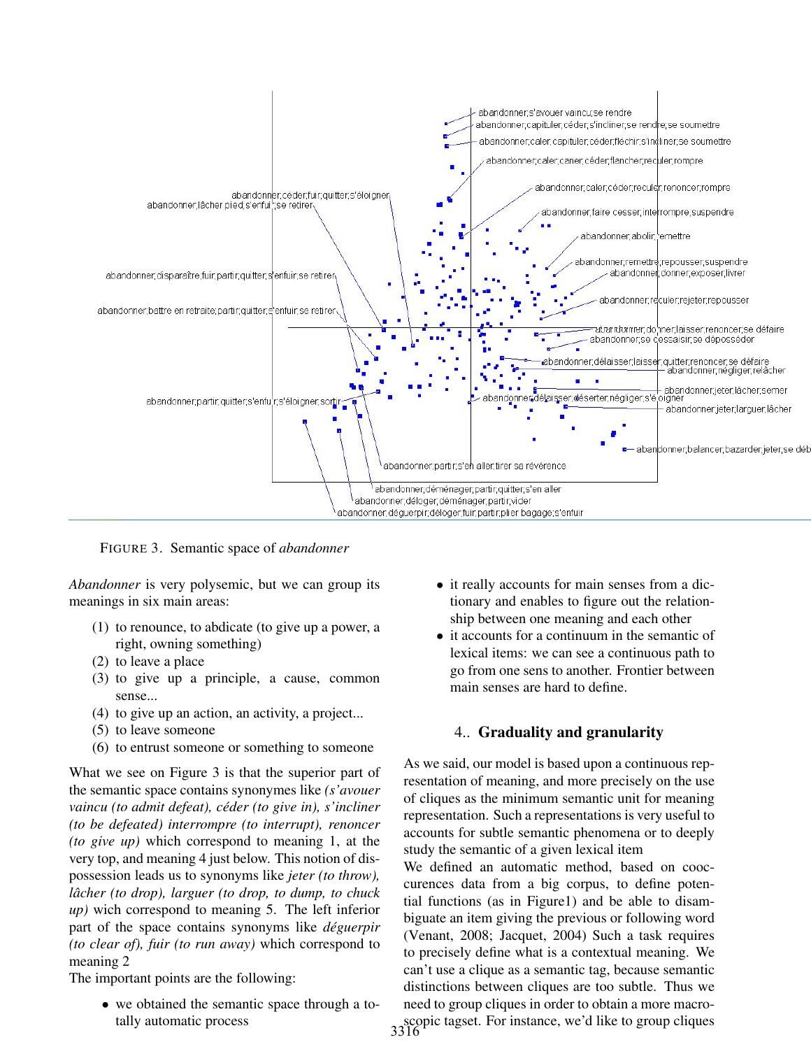FIGURE 3. Semantic space of *abandonner*

*Abandonner* is very polysemic, but we can group its meanings in six main areas:

1. to renounce, to abdicate (to give up a power, a right, owning something)
2. to leave a place
3. to give up a principle, a cause, common sense...
4. to give up an action, an activity, a project...
5. to leave someone
6. to entrust someone or something to someone

What we see on Figure 3 is that the superior part of the semantic space contains synonymes like ***(s'avouer vaincu** (to admit defeat), céder (to give in), s'incliner (to be defeated) interrompre (to interrupt), renoncer (to give up)* which correspond to meaning 1, at the very top, and meaning 4 just below. This notion of dispossession leads us to synonyms like *jeter (to throw), lâcher (to drop), larguer (to drop, to dump, to chuck up)* wich correspond to meaning 5. The left inferior part of the space contains synonyms like *déguerpir (to clear of), fuir (to run away)* which correspond to meaning 2

The important points are the following:

- we obtained the semantic space through a totally automatic process
- it really accounts for main senses from a dictionary and enables to figure out the relationship between one meaning and each other
- it accounts for a continuum in the semantic of lexical items: we can see a continuous path to go from one sens to another. Frontier between main senses are hard to define.

## 4.. Graduality and granularity

As we said, our model is based upon a continuous representation of meaning, and more precisely on the use of cliques as the minimum semantic unit for meaning representation. Such a representations is very useful to accounts for subtle semantic phenomena or to deeply study the semantic of a given lexical item

We defined an automatic method, based on coocurences data from a big corpus, to define potential functions (as in Figure1) and be able to disambiguate an item giving the previous or following word (Venant, 2008; Jacquet, 2004) Such a task requires to precisely define what is a contextual meaning. We can't use a clique as a semantic tag, because semantic distinctions between cliques are too subtle. Thus we need to group cliques in order to obtain a more macroscopic tagset. For instance, we'd like to group cliques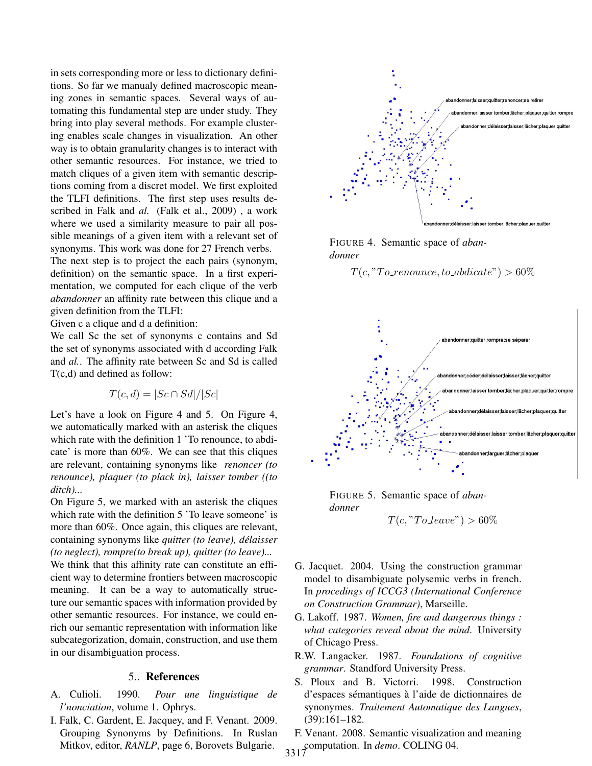in sets corresponding more or less to dictionary definitions. So far we manualy defined macroscopic meaning zones in semantic spaces. Several ways of automating this fundamental step are under study. They bring into play several methods. For example clustering enables scale changes in visualization. An other way is to obtain granularity changes is to interact with other semantic resources. For instance, we tried to match cliques of a given item with semantic descriptions coming from a discret model. We first exploited the TLFI definitions. The first step uses results described in Falk and *al.* (Falk et al., 2009) , a work where we used a similarity measure to pair all possible meanings of a given item with a relevant set of synonyms. This work was done for 27 French verbs.

The next step is to project the each pairs (synonym, definition) on the semantic space. In a first experimentation, we computed for each clique of the verb *abandonner* an affinity rate between this clique and a given definition from the TLFI:

Given c a clique and d a definition:

We call Sc the set of synonyms c contains and Sd the set of synonyms associated with d according Falk and *al.*. The affinity rate between Sc and Sd is called T(c,d) and defined as follow:

$$T(c, d) = |Sc \cap Sd|/|Sc|$$

Let's have a look on Figure 4 and 5. On Figure 4, we automatically marked with an asterisk the cliques which rate with the definition 1 'To renounce, to abdicate' is more than 60%. We can see that this cliques are relevant, containing synonyms like *renoncer (to renounce), plaquer (to plack in), laisser tomber ((to ditch)...*

On Figure 5, we marked with an asterisk the cliques which rate with the definition 5 'To leave someone' is more than 60%. Once again, this cliques are relevant, containing synonyms like *quitter (to leave), délaisser (to neglect), rompre(to break up), quitter (to leave)...*

We think that this affinity rate can constitute an efficient way to determine frontiers between macroscopic meaning. It can be a way to automatically structure our semantic spaces with information provided by other semantic resources. For instance, we could enrich our semantic representation with information like subcategorization, domain, construction, and use them in our disambiguation process.

FIGURE 4. Semantic space of *abandonner*

$$T(c, \text{"To\_renounce, to\_abdicate"}) > 60\%$$

FIGURE 5. Semantic space of *abandonner*

$$T(c, \text{"To\_leave"}) > 60\%$$

## 5.. References

A. Culioli. 1990. *Pour une linguistique de l'nonciation*, volume 1. Ophrys.

I. Falk, C. Gardent, E. Jacquey, and F. Venant. 2009. Grouping Synonyms by Definitions. In Ruslan Mitkov, editor, *RANLP*, page 6, Borovets Bulgarie.

G. Jacquet. 2004. Using the construction grammar model to disambiguate polysemic verbs in french. In *procedings of ICCG3 (International Conference on Construction Grammar)*, Marseille.

G. Lakoff. 1987. *Women, fire and dangerous things : what categories reveal about the mind*. University of Chicago Press.

R.W. Langacker. 1987. *Foundations of cognitive grammar*. Standford University Press.

S. Ploux and B. Victorri. 1998. Construction d'espaces sémantiques à l'aide de dictionnaires de synonymes. *Traitement Automatique des Langues*, (39):161–182.

F. Venant. 2008. Semantic visualization and meaning computation. In *demo*. COLING 04.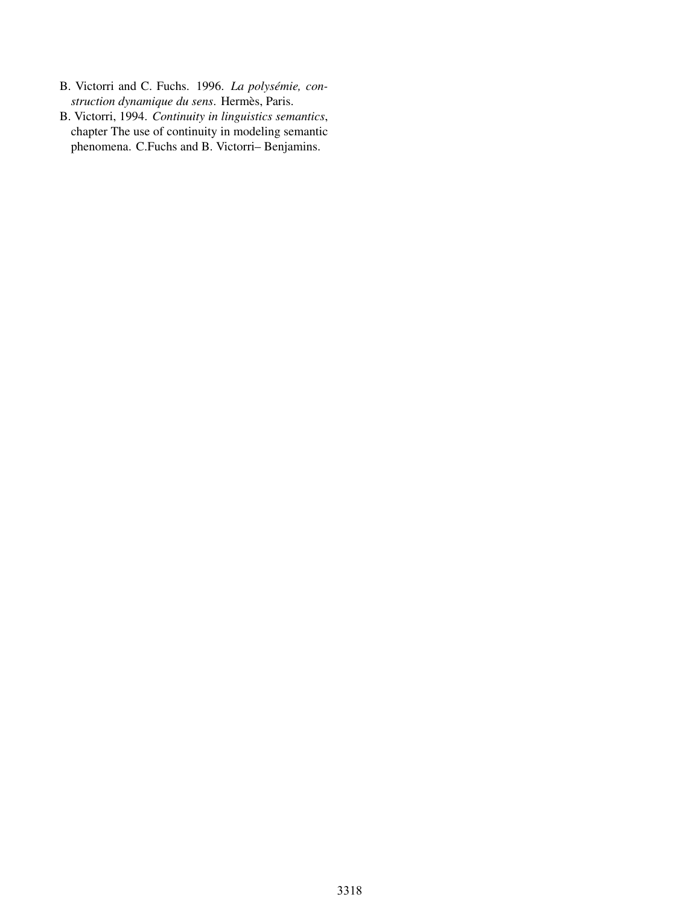B. Victorri and C. Fuchs. 1996. *La polysémie, construction dynamique du sens*. Hermès, Paris.

B. Victorri, 1994. *Continuity in linguistics semantics*, chapter The use of continuity in modeling semantic phenomena. C.Fuchs and B. Victorri– Benjamins.